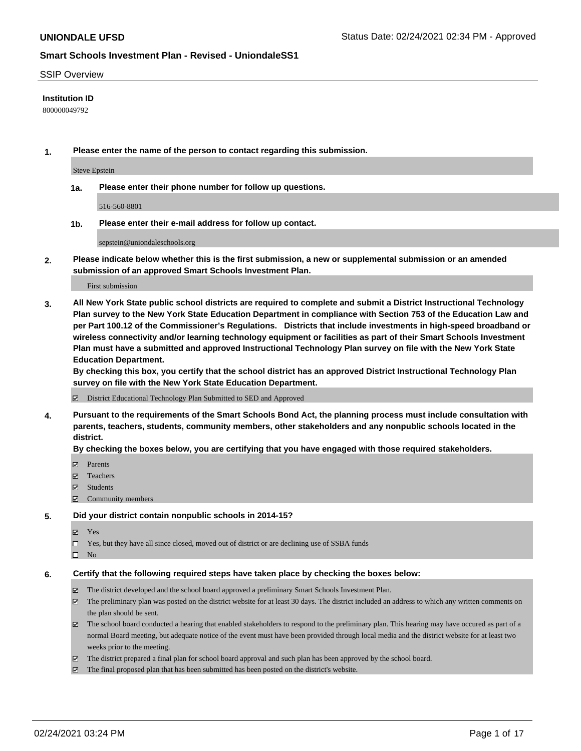**UNIONDALE UFSD** Status Date: 02/24/2021 02:34 PM - Approved

**Smart Schools Investment Plan - Revised - UniondaleSS1**

SSIP Overview

**Institution ID**

800000049792

**1. Please enter the name of the person to contact regarding this submission.**

Steve Epstein

**1a. Please enter their phone number for follow up questions.**

516-560-8801

**1b. Please enter their e-mail address for follow up contact.**

sepstein@uniondaleschools.org

**2. Please indicate below whether this is the first submission, a new or supplemental submission or an amended submission of an approved Smart Schools Investment Plan.**

First submission

**3. All New York State public school districts are required to complete and submit a District Instructional Technology Plan survey to the New York State Education Department in compliance with Section 753 of the Education Law and per Part 100.12 of the Commissioner's Regulations. Districts that include investments in high-speed broadband or wireless connectivity and/or learning technology equipment or facilities as part of their Smart Schools Investment Plan must have a submitted and approved Instructional Technology Plan survey on file with the New York State Education Department.**
**By checking this box, you certify that the school district has an approved District Instructional Technology Plan survey on file with the New York State Education Department.**

☑ District Educational Technology Plan Submitted to SED and Approved

**4. Pursuant to the requirements of the Smart Schools Bond Act, the planning process must include consultation with parents, teachers, students, community members, other stakeholders and any nonpublic schools located in the district.**
**By checking the boxes below, you are certifying that you have engaged with those required stakeholders.**

☑ Parents
☑ Teachers
☑ Students
☑ Community members

**5. Did your district contain nonpublic schools in 2014-15?**

☑ Yes
☐ Yes, but they have all since closed, moved out of district or are declining use of SSBA funds
☐ No

**6. Certify that the following required steps have taken place by checking the boxes below:**

☑ The district developed and the school board approved a preliminary Smart Schools Investment Plan.
☑ The preliminary plan was posted on the district website for at least 30 days. The district included an address to which any written comments on the plan should be sent.
☑ The school board conducted a hearing that enabled stakeholders to respond to the preliminary plan. This hearing may have occured as part of a normal Board meeting, but adequate notice of the event must have been provided through local media and the district website for at least two weeks prior to the meeting.
☑ The district prepared a final plan for school board approval and such plan has been approved by the school board.
☑ The final proposed plan that has been submitted has been posted on the district's website.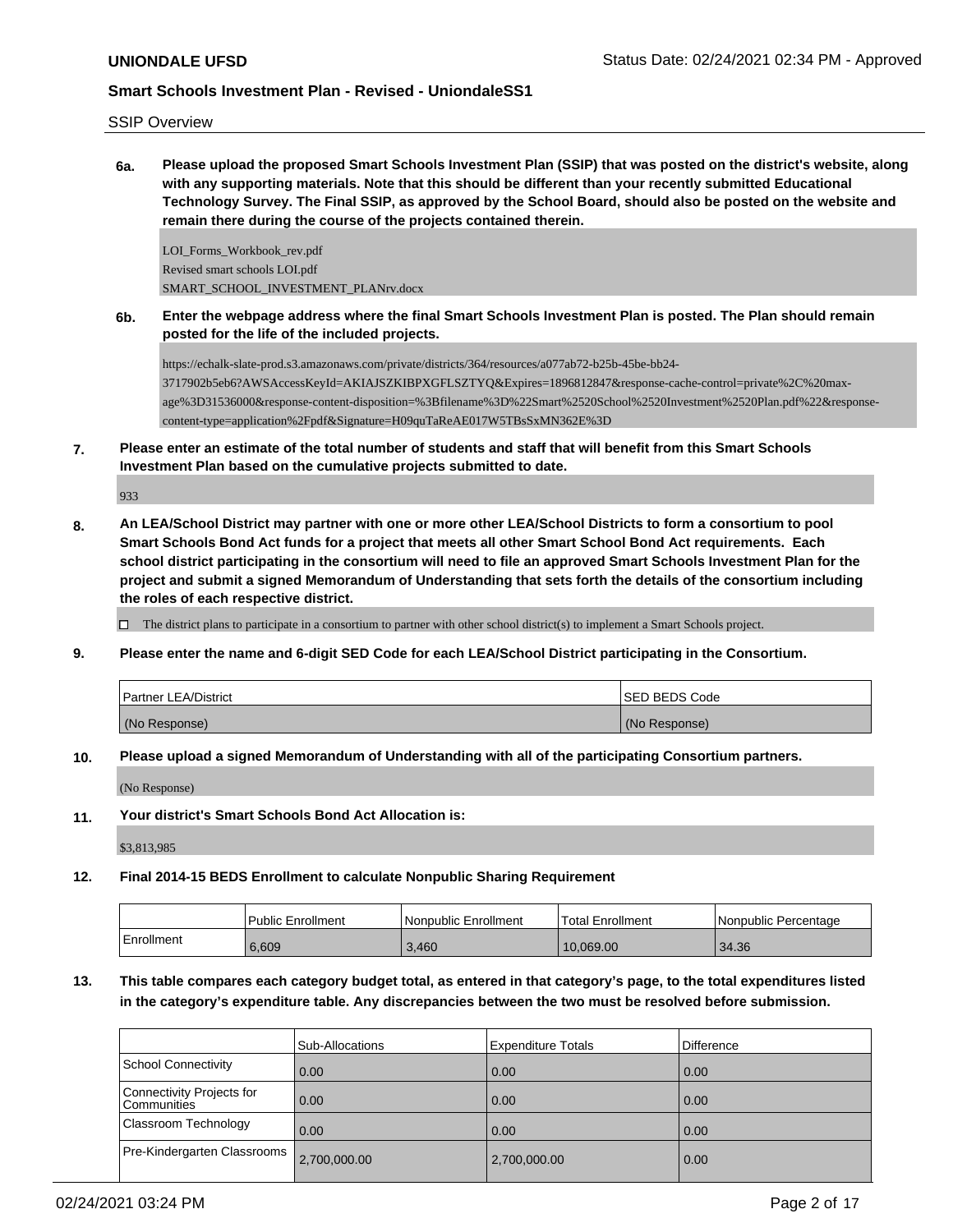SSIP Overview

**6a. Please upload the proposed Smart Schools Investment Plan (SSIP) that was posted on the district's website, along with any supporting materials. Note that this should be different than your recently submitted Educational Technology Survey. The Final SSIP, as approved by the School Board, should also be posted on the website and remain there during the course of the projects contained therein.**

LOI_Forms_Workbook_rev.pdf
Revised smart schools LOI.pdf
SMART_SCHOOL_INVESTMENT_PLANrv.docx

**6b. Enter the webpage address where the final Smart Schools Investment Plan is posted. The Plan should remain posted for the life of the included projects.**

https://echalk-slate-prod.s3.amazonaws.com/private/districts/364/resources/a077ab72-b25b-45be-bb24-3717902b5eb6?AWSAccessKeyId=AKIAJSZKIBPXGFLSZTYQ&Expires=1896812847&response-cache-control=private%2C%20max-age%3D31536000&response-content-disposition=%3Bfilename%3D%22Smart%2520School%2520Investment%2520Plan.pdf%22&response-content-type=application%2Fpdf&Signature=H09quTaReAE017W5TBsSxMN362E%3D

**7. Please enter an estimate of the total number of students and staff that will benefit from this Smart Schools Investment Plan based on the cumulative projects submitted to date.**

933

**8. An LEA/School District may partner with one or more other LEA/School Districts to form a consortium to pool Smart Schools Bond Act funds for a project that meets all other Smart School Bond Act requirements. Each school district participating in the consortium will need to file an approved Smart Schools Investment Plan for the project and submit a signed Memorandum of Understanding that sets forth the details of the consortium including the roles of each respective district.**

☐ The district plans to participate in a consortium to partner with other school district(s) to implement a Smart Schools project.

**9. Please enter the name and 6-digit SED Code for each LEA/School District participating in the Consortium.**

| Partner LEA/District | SED BEDS Code |
|---|---|
| (No Response) | (No Response) |

**10. Please upload a signed Memorandum of Understanding with all of the participating Consortium partners.**

(No Response)

**11. Your district's Smart Schools Bond Act Allocation is:**

$3,813,985

**12. Final 2014-15 BEDS Enrollment to calculate Nonpublic Sharing Requirement**

| | Public Enrollment | Nonpublic Enrollment | Total Enrollment | Nonpublic Percentage |
|---|---|---|---|---|
| Enrollment | 6,609 | 3,460 | 10,069.00 | 34.36 |

**13. This table compares each category budget total, as entered in that category's page, to the total expenditures listed in the category's expenditure table. Any discrepancies between the two must be resolved before submission.**

| | Sub-Allocations | Expenditure Totals | Difference |
|---|---|---|---|
| School Connectivity | 0.00 | 0.00 | 0.00 |
| Connectivity Projects for Communities | 0.00 | 0.00 | 0.00 |
| Classroom Technology | 0.00 | 0.00 | 0.00 |
| Pre-Kindergarten Classrooms | 2,700,000.00 | 2,700,000.00 | 0.00 |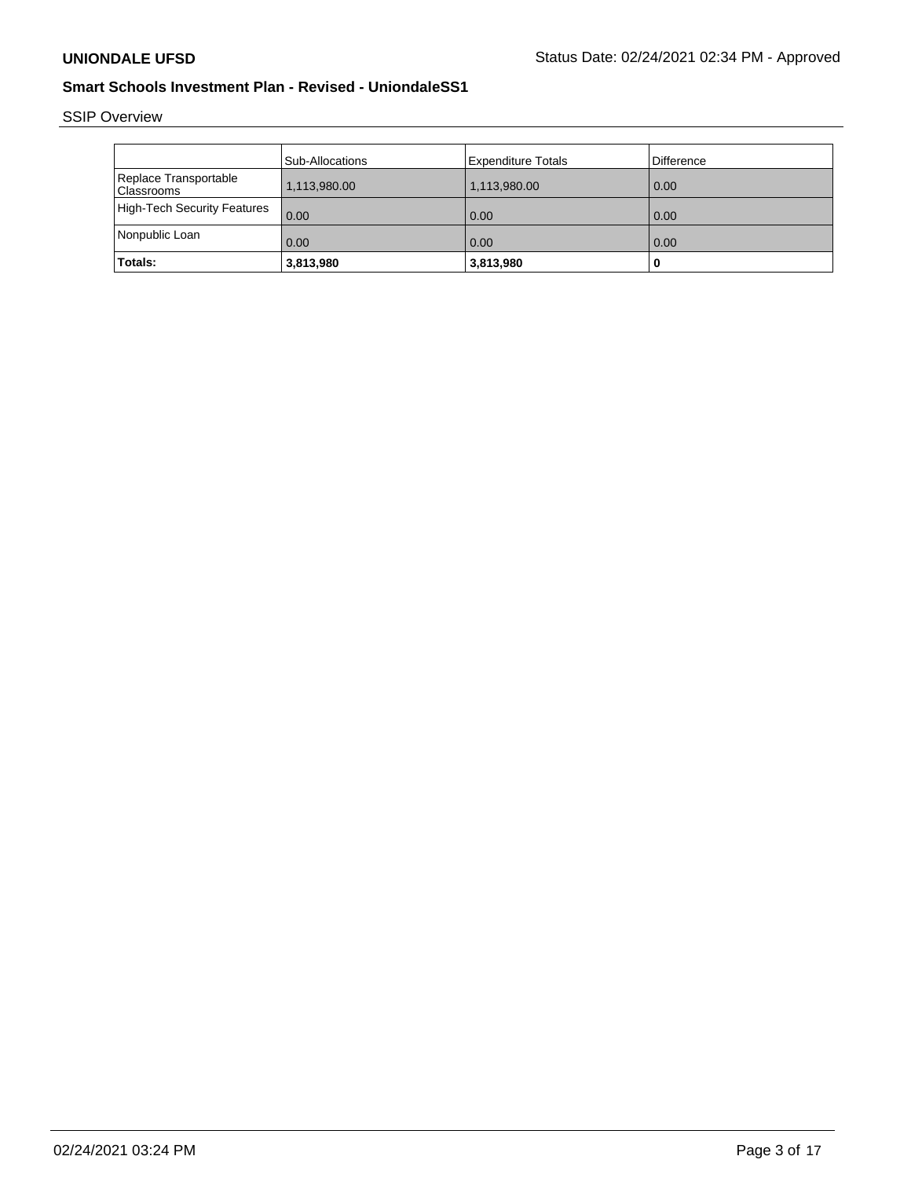**UNIONDALE UFSD** Status Date: 02/24/2021 02:34 PM - Approved

**Smart Schools Investment Plan - Revised - UniondaleSS1**

SSIP Overview

| | Sub-Allocations | Expenditure Totals | Difference |
|---|---|---|---|
| Replace Transportable Classrooms | 1,113,980.00 | 1,113,980.00 | 0.00 |
| High-Tech Security Features | 0.00 | 0.00 | 0.00 |
| Nonpublic Loan | 0.00 | 0.00 | 0.00 |
| **Totals:** | **3,813,980** | **3,813,980** | **0** |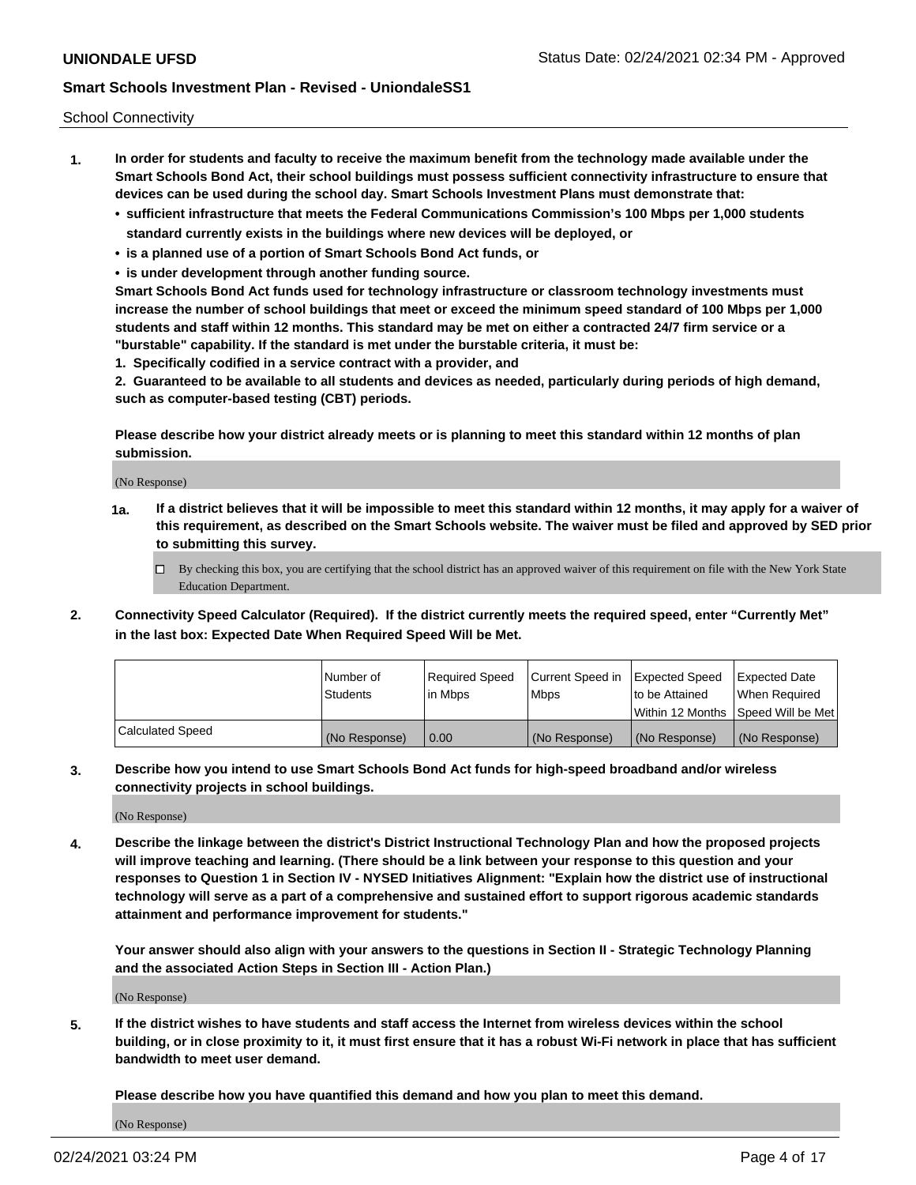School Connectivity

1. **In order for students and faculty to receive the maximum benefit from the technology made available under the Smart Schools Bond Act, their school buildings must possess sufficient connectivity infrastructure to ensure that devices can be used during the school day. Smart Schools Investment Plans must demonstrate that:**
   - **sufficient infrastructure that meets the Federal Communications Commission's 100 Mbps per 1,000 students standard currently exists in the buildings where new devices will be deployed, or**
   - **is a planned use of a portion of Smart Schools Bond Act funds, or**
   - **is under development through another funding source.**

   **Smart Schools Bond Act funds used for technology infrastructure or classroom technology investments must increase the number of school buildings that meet or exceed the minimum speed standard of 100 Mbps per 1,000 students and staff within 12 months. This standard may be met on either a contracted 24/7 firm service or a "burstable" capability. If the standard is met under the burstable criteria, it must be:**

   **1. Specifically codified in a service contract with a provider, and**

   **2. Guaranteed to be available to all students and devices as needed, particularly during periods of high demand, such as computer-based testing (CBT) periods.**

   **Please describe how your district already meets or is planning to meet this standard within 12 months of plan submission.**

   (No Response)

   **1a. If a district believes that it will be impossible to meet this standard within 12 months, it may apply for a waiver of this requirement, as described on the Smart Schools website. The waiver must be filed and approved by SED prior to submitting this survey.**

   ☐ By checking this box, you are certifying that the school district has an approved waiver of this requirement on file with the New York State Education Department.

2. **Connectivity Speed Calculator (Required). If the district currently meets the required speed, enter "Currently Met" in the last box: Expected Date When Required Speed Will be Met.**

| | Number of Students | Required Speed in Mbps | Current Speed in Mbps | Expected Speed to be Attained Within 12 Months | Expected Date When Required Speed Will be Met |
|---|---|---|---|---|---|
| Calculated Speed | (No Response) | 0.00 | (No Response) | (No Response) | (No Response) |

3. **Describe how you intend to use Smart Schools Bond Act funds for high-speed broadband and/or wireless connectivity projects in school buildings.**

   (No Response)

4. **Describe the linkage between the district's District Instructional Technology Plan and how the proposed projects will improve teaching and learning. (There should be a link between your response to this question and your responses to Question 1 in Section IV - NYSED Initiatives Alignment: "Explain how the district use of instructional technology will serve as a part of a comprehensive and sustained effort to support rigorous academic standards attainment and performance improvement for students."**

   **Your answer should also align with your answers to the questions in Section II - Strategic Technology Planning and the associated Action Steps in Section III - Action Plan.)**

   (No Response)

5. **If the district wishes to have students and staff access the Internet from wireless devices within the school building, or in close proximity to it, it must first ensure that it has a robust Wi-Fi network in place that has sufficient bandwidth to meet user demand.**

   **Please describe how you have quantified this demand and how you plan to meet this demand.**

   (No Response)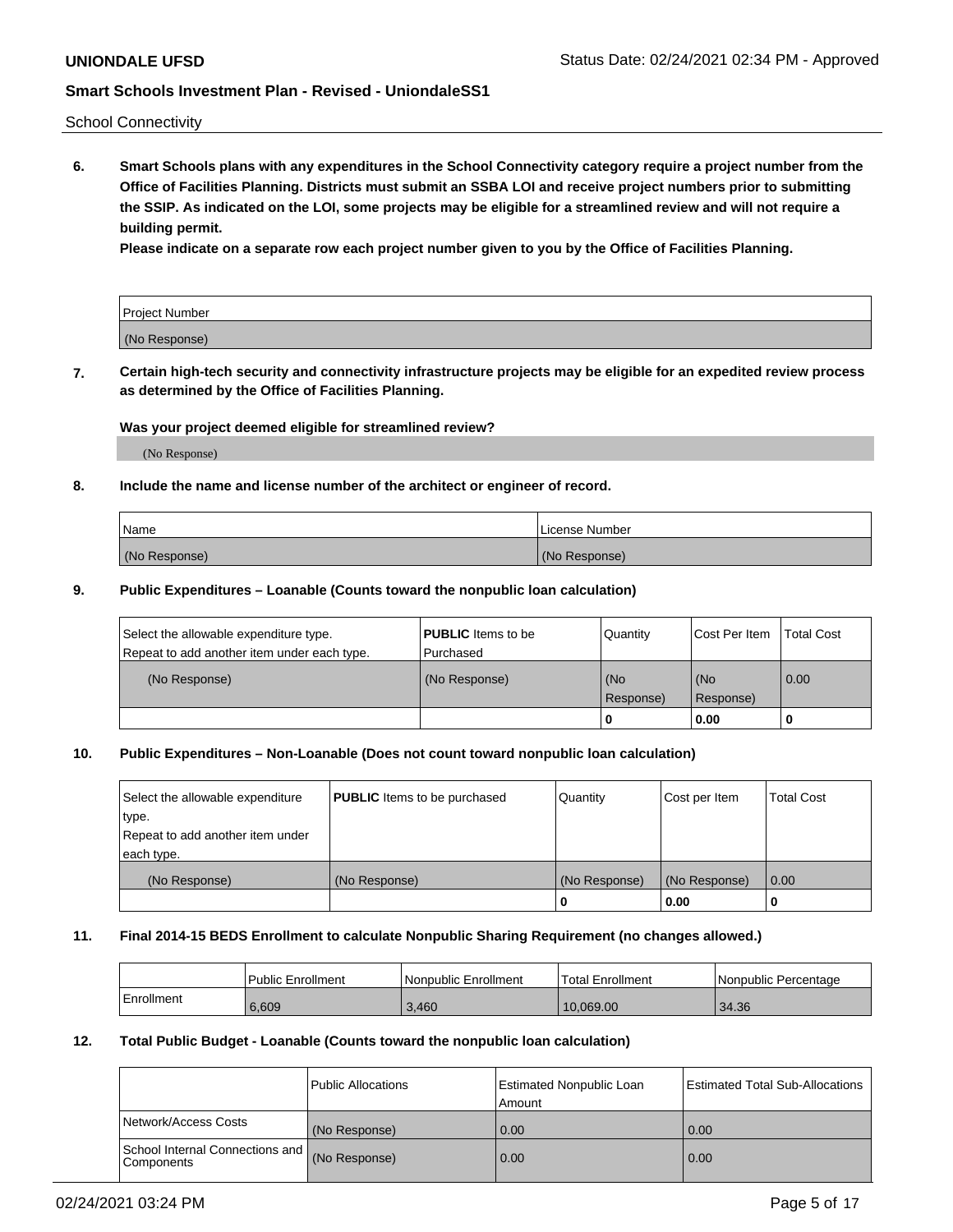School Connectivity

**6. Smart Schools plans with any expenditures in the School Connectivity category require a project number from the Office of Facilities Planning. Districts must submit an SSBA LOI and receive project numbers prior to submitting the SSIP. As indicated on the LOI, some projects may be eligible for a streamlined review and will not require a building permit.**

**Please indicate on a separate row each project number given to you by the Office of Facilities Planning.**

| Project Number |
|---|
| (No Response) |

**7. Certain high-tech security and connectivity infrastructure projects may be eligible for an expedited review process as determined by the Office of Facilities Planning.**

**Was your project deemed eligible for streamlined review?**

(No Response)

**8. Include the name and license number of the architect or engineer of record.**

| Name | License Number |
|---|---|
| (No Response) | (No Response) |

**9. Public Expenditures – Loanable (Counts toward the nonpublic loan calculation)**

| Select the allowable expenditure type. Repeat to add another item under each type. | **PUBLIC** Items to be Purchased | Quantity | Cost Per Item | Total Cost |
|---|---|---|---|---|
| (No Response) | (No Response) | (No Response) | (No Response) | 0.00 |
| | | 0 | 0.00 | 0 |

**10. Public Expenditures – Non-Loanable (Does not count toward nonpublic loan calculation)**

| Select the allowable expenditure type. Repeat to add another item under each type. | **PUBLIC** Items to be purchased | Quantity | Cost per Item | Total Cost |
|---|---|---|---|---|
| (No Response) | (No Response) | (No Response) | (No Response) | 0.00 |
| | | 0 | 0.00 | 0 |

**11. Final 2014-15 BEDS Enrollment to calculate Nonpublic Sharing Requirement (no changes allowed.)**

| | Public Enrollment | Nonpublic Enrollment | Total Enrollment | Nonpublic Percentage |
|---|---|---|---|---|
| Enrollment | 6,609 | 3,460 | 10,069.00 | 34.36 |

**12. Total Public Budget - Loanable (Counts toward the nonpublic loan calculation)**

| | Public Allocations | Estimated Nonpublic Loan Amount | Estimated Total Sub-Allocations |
|---|---|---|---|
| Network/Access Costs | (No Response) | 0.00 | 0.00 |
| School Internal Connections and Components | (No Response) | 0.00 | 0.00 |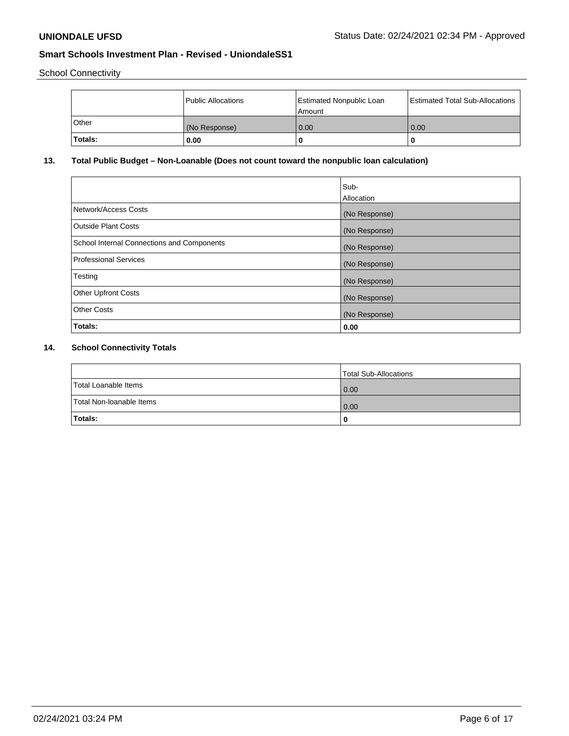School Connectivity

| | Public Allocations | Estimated Nonpublic Loan Amount | Estimated Total Sub-Allocations |
|---|---|---|---|
| Other | (No Response) | 0.00 | 0.00 |
| **Totals:** | **0.00** | **0** | **0** |

## 13. Total Public Budget – Non-Loanable (Does not count toward the nonpublic loan calculation)

| | Sub-Allocation |
|---|---|
| Network/Access Costs | (No Response) |
| Outside Plant Costs | (No Response) |
| School Internal Connections and Components | (No Response) |
| Professional Services | (No Response) |
| Testing | (No Response) |
| Other Upfront Costs | (No Response) |
| Other Costs | (No Response) |
| **Totals:** | **0.00** |

## 14. School Connectivity Totals

| | Total Sub-Allocations |
|---|---|
| Total Loanable Items | 0.00 |
| Total Non-loanable Items | 0.00 |
| **Totals:** | **0** |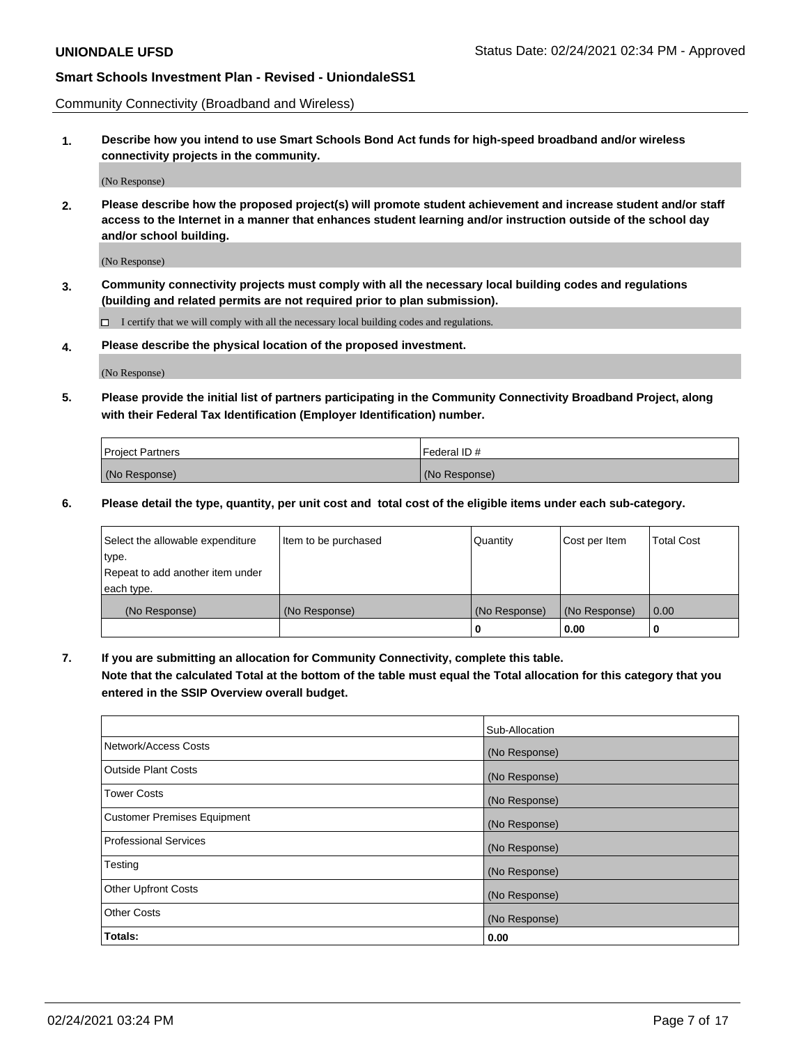Community Connectivity (Broadband and Wireless)

**1. Describe how you intend to use Smart Schools Bond Act funds for high-speed broadband and/or wireless connectivity projects in the community.**

(No Response)

**2. Please describe how the proposed project(s) will promote student achievement and increase student and/or staff access to the Internet in a manner that enhances student learning and/or instruction outside of the school day and/or school building.**

(No Response)

**3. Community connectivity projects must comply with all the necessary local building codes and regulations (building and related permits are not required prior to plan submission).**

☐ I certify that we will comply with all the necessary local building codes and regulations.

**4. Please describe the physical location of the proposed investment.**

(No Response)

**5. Please provide the initial list of partners participating in the Community Connectivity Broadband Project, along with their Federal Tax Identification (Employer Identification) number.**

| Project Partners | Federal ID # |
|---|---|
| (No Response) | (No Response) |

**6. Please detail the type, quantity, per unit cost and total cost of the eligible items under each sub-category.**

| Select the allowable expenditure type. Repeat to add another item under each type. | Item to be purchased | Quantity | Cost per Item | Total Cost |
|---|---|---|---|---|
| (No Response) | (No Response) | (No Response) | (No Response) | 0.00 |
| | | **0** | **0.00** | **0** |

**7. If you are submitting an allocation for Community Connectivity, complete this table. Note that the calculated Total at the bottom of the table must equal the Total allocation for this category that you entered in the SSIP Overview overall budget.**

| | Sub-Allocation |
|---|---|
| Network/Access Costs | (No Response) |
| Outside Plant Costs | (No Response) |
| Tower Costs | (No Response) |
| Customer Premises Equipment | (No Response) |
| Professional Services | (No Response) |
| Testing | (No Response) |
| Other Upfront Costs | (No Response) |
| Other Costs | (No Response) |
| **Totals:** | **0.00** |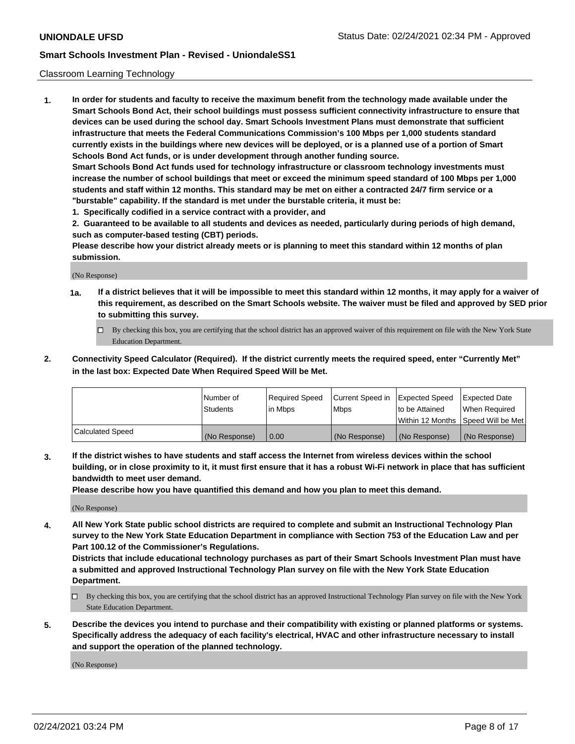Classroom Learning Technology

1. **In order for students and faculty to receive the maximum benefit from the technology made available under the Smart Schools Bond Act, their school buildings must possess sufficient connectivity infrastructure to ensure that devices can be used during the school day. Smart Schools Investment Plans must demonstrate that sufficient infrastructure that meets the Federal Communications Commission's 100 Mbps per 1,000 students standard currently exists in the buildings where new devices will be deployed, or is a planned use of a portion of Smart Schools Bond Act funds, or is under development through another funding source.**

   **Smart Schools Bond Act funds used for technology infrastructure or classroom technology investments must increase the number of school buildings that meet or exceed the minimum speed standard of 100 Mbps per 1,000 students and staff within 12 months. This standard may be met on either a contracted 24/7 firm service or a "burstable" capability. If the standard is met under the burstable criteria, it must be:**

   **1. Specifically codified in a service contract with a provider, and**

   **2. Guaranteed to be available to all students and devices as needed, particularly during periods of high demand, such as computer-based testing (CBT) periods.**

   **Please describe how your district already meets or is planning to meet this standard within 12 months of plan submission.**

   (No Response)

   **1a. If a district believes that it will be impossible to meet this standard within 12 months, it may apply for a waiver of this requirement, as described on the Smart Schools website. The waiver must be filed and approved by SED prior to submitting this survey.**

   - ☐ By checking this box, you are certifying that the school district has an approved waiver of this requirement on file with the New York State Education Department.

2. **Connectivity Speed Calculator (Required). If the district currently meets the required speed, enter "Currently Met" in the last box: Expected Date When Required Speed Will be Met.**

| | Number of Students | Required Speed in Mbps | Current Speed in Mbps | Expected Speed to be Attained Within 12 Months | Expected Date When Required Speed Will be Met |
|---|---|---|---|---|---|
| Calculated Speed | (No Response) | 0.00 | (No Response) | (No Response) | (No Response) |

3. **If the district wishes to have students and staff access the Internet from wireless devices within the school building, or in close proximity to it, it must first ensure that it has a robust Wi-Fi network in place that has sufficient bandwidth to meet user demand.**

   **Please describe how you have quantified this demand and how you plan to meet this demand.**

   (No Response)

4. **All New York State public school districts are required to complete and submit an Instructional Technology Plan survey to the New York State Education Department in compliance with Section 753 of the Education Law and per Part 100.12 of the Commissioner's Regulations.**

   **Districts that include educational technology purchases as part of their Smart Schools Investment Plan must have a submitted and approved Instructional Technology Plan survey on file with the New York State Education Department.**

   - ☐ By checking this box, you are certifying that the school district has an approved Instructional Technology Plan survey on file with the New York State Education Department.

5. **Describe the devices you intend to purchase and their compatibility with existing or planned platforms or systems. Specifically address the adequacy of each facility's electrical, HVAC and other infrastructure necessary to install and support the operation of the planned technology.**

   (No Response)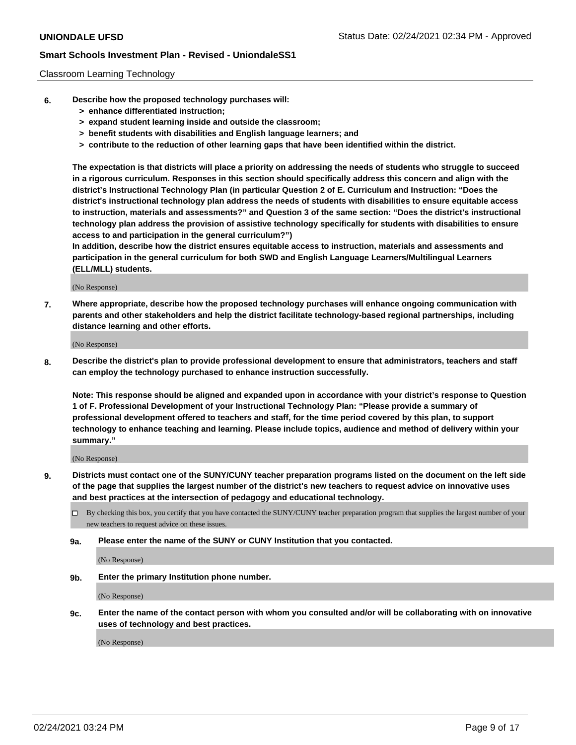Classroom Learning Technology

**6. Describe how the proposed technology purchases will:**

- **> enhance differentiated instruction;**
- **> expand student learning inside and outside the classroom;**
- **> benefit students with disabilities and English language learners; and**
- **> contribute to the reduction of other learning gaps that have been identified within the district.**

**The expectation is that districts will place a priority on addressing the needs of students who struggle to succeed in a rigorous curriculum. Responses in this section should specifically address this concern and align with the district's Instructional Technology Plan (in particular Question 2 of E. Curriculum and Instruction: "Does the district's instructional technology plan address the needs of students with disabilities to ensure equitable access to instruction, materials and assessments?" and Question 3 of the same section: "Does the district's instructional technology plan address the provision of assistive technology specifically for students with disabilities to ensure access to and participation in the general curriculum?")**

**In addition, describe how the district ensures equitable access to instruction, materials and assessments and participation in the general curriculum for both SWD and English Language Learners/Multilingual Learners (ELL/MLL) students.**

(No Response)

**7. Where appropriate, describe how the proposed technology purchases will enhance ongoing communication with parents and other stakeholders and help the district facilitate technology-based regional partnerships, including distance learning and other efforts.**

(No Response)

**8. Describe the district's plan to provide professional development to ensure that administrators, teachers and staff can employ the technology purchased to enhance instruction successfully.**

**Note: This response should be aligned and expanded upon in accordance with your district's response to Question 1 of F. Professional Development of your Instructional Technology Plan: "Please provide a summary of professional development offered to teachers and staff, for the time period covered by this plan, to support technology to enhance teaching and learning. Please include topics, audience and method of delivery within your summary."**

(No Response)

**9. Districts must contact one of the SUNY/CUNY teacher preparation programs listed on the document on the left side of the page that supplies the largest number of the district's new teachers to request advice on innovative uses and best practices at the intersection of pedagogy and educational technology.**

☐ By checking this box, you certify that you have contacted the SUNY/CUNY teacher preparation program that supplies the largest number of your new teachers to request advice on these issues.

**9a. Please enter the name of the SUNY or CUNY Institution that you contacted.**

(No Response)

**9b. Enter the primary Institution phone number.**

(No Response)

**9c. Enter the name of the contact person with whom you consulted and/or will be collaborating with on innovative uses of technology and best practices.**

(No Response)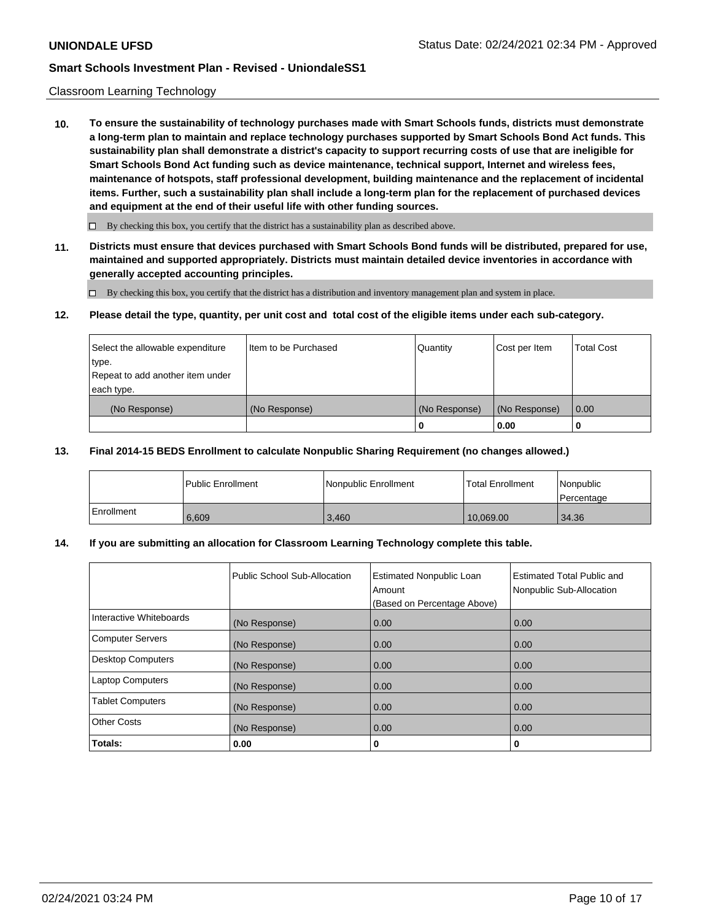Classroom Learning Technology

**10. To ensure the sustainability of technology purchases made with Smart Schools funds, districts must demonstrate a long-term plan to maintain and replace technology purchases supported by Smart Schools Bond Act funds. This sustainability plan shall demonstrate a district's capacity to support recurring costs of use that are ineligible for Smart Schools Bond Act funding such as device maintenance, technical support, Internet and wireless fees, maintenance of hotspots, staff professional development, building maintenance and the replacement of incidental items. Further, such a sustainability plan shall include a long-term plan for the replacement of purchased devices and equipment at the end of their useful life with other funding sources.**

☐ By checking this box, you certify that the district has a sustainability plan as described above.

**11. Districts must ensure that devices purchased with Smart Schools Bond funds will be distributed, prepared for use, maintained and supported appropriately. Districts must maintain detailed device inventories in accordance with generally accepted accounting principles.**

☐ By checking this box, you certify that the district has a distribution and inventory management plan and system in place.

**12. Please detail the type, quantity, per unit cost and total cost of the eligible items under each sub-category.**

| Select the allowable expenditure type. Repeat to add another item under each type. | Item to be Purchased | Quantity | Cost per Item | Total Cost |
|---|---|---|---|---|
| (No Response) | (No Response) | (No Response) | (No Response) | 0.00 |
| | | 0 | 0.00 | 0 |

**13. Final 2014-15 BEDS Enrollment to calculate Nonpublic Sharing Requirement (no changes allowed.)**

| | Public Enrollment | Nonpublic Enrollment | Total Enrollment | Nonpublic Percentage |
|---|---|---|---|---|
| Enrollment | 6,609 | 3,460 | 10,069.00 | 34.36 |

**14. If you are submitting an allocation for Classroom Learning Technology complete this table.**

| | Public School Sub-Allocation | Estimated Nonpublic Loan Amount (Based on Percentage Above) | Estimated Total Public and Nonpublic Sub-Allocation |
|---|---|---|---|
| Interactive Whiteboards | (No Response) | 0.00 | 0.00 |
| Computer Servers | (No Response) | 0.00 | 0.00 |
| Desktop Computers | (No Response) | 0.00 | 0.00 |
| Laptop Computers | (No Response) | 0.00 | 0.00 |
| Tablet Computers | (No Response) | 0.00 | 0.00 |
| Other Costs | (No Response) | 0.00 | 0.00 |
| **Totals:** | **0.00** | **0** | **0** |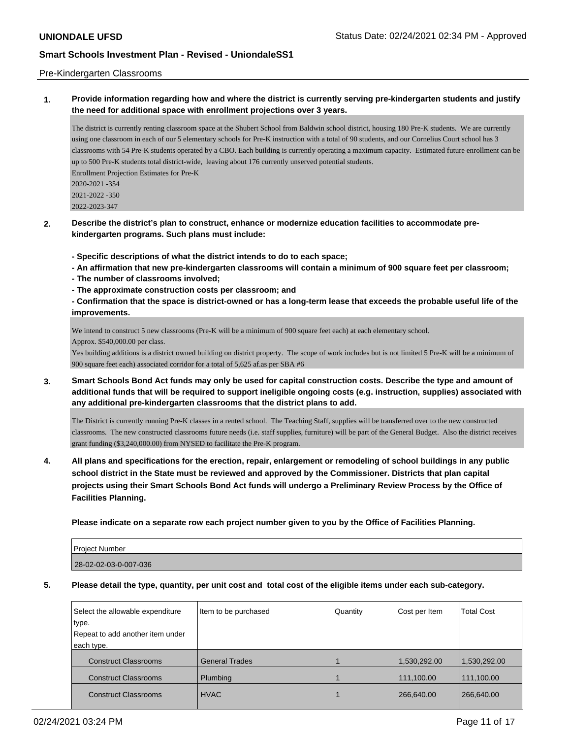Pre-Kindergarten Classrooms

**1. Provide information regarding how and where the district is currently serving pre-kindergarten students and justify the need for additional space with enrollment projections over 3 years.**

The district is currently renting classroom space at the Shubert School from Baldwin school district, housing 180 Pre-K students. We are currently using one classroom in each of our 5 elementary schools for Pre-K instruction with a total of 90 students, and our Cornelius Court school has 3 classrooms with 54 Pre-K students operated by a CBO. Each building is currently operating a maximum capacity. Estimated future enrollment can be up to 500 Pre-K students total district-wide, leaving about 176 currently unserved potential students.
Enrollment Projection Estimates for Pre-K
2020-2021 -354
2021-2022 -350
2022-2023-347

**2. Describe the district's plan to construct, enhance or modernize education facilities to accommodate pre-kindergarten programs. Such plans must include:**

**- Specific descriptions of what the district intends to do to each space;**
**- An affirmation that new pre-kindergarten classrooms will contain a minimum of 900 square feet per classroom;**
**- The number of classrooms involved;**
**- The approximate construction costs per classroom; and**
**- Confirmation that the space is district-owned or has a long-term lease that exceeds the probable useful life of the improvements.**

We intend to construct 5 new classrooms (Pre-K will be a minimum of 900 square feet each) at each elementary school.
Approx. $540,000.00 per class.
Yes building additions is a district owned building on district property. The scope of work includes but is not limited 5 Pre-K will be a minimum of 900 square feet each) associated corridor for a total of 5,625 af.as per SBA #6

**3. Smart Schools Bond Act funds may only be used for capital construction costs. Describe the type and amount of additional funds that will be required to support ineligible ongoing costs (e.g. instruction, supplies) associated with any additional pre-kindergarten classrooms that the district plans to add.**

The District is currently running Pre-K classes in a rented school. The Teaching Staff, supplies will be transferred over to the new constructed classrooms. The new constructed classrooms future needs (i.e. staff supplies, furniture) will be part of the General Budget. Also the district receives grant funding ($3,240,000.00) from NYSED to facilitate the Pre-K program.

**4. All plans and specifications for the erection, repair, enlargement or remodeling of school buildings in any public school district in the State must be reviewed and approved by the Commissioner. Districts that plan capital projects using their Smart Schools Bond Act funds will undergo a Preliminary Review Process by the Office of Facilities Planning.**

**Please indicate on a separate row each project number given to you by the Office of Facilities Planning.**

| Project Number |
|---|
| 28-02-02-03-0-007-036 |

**5. Please detail the type, quantity, per unit cost and total cost of the eligible items under each sub-category.**

| Select the allowable expenditure type. Repeat to add another item under each type. | Item to be purchased | Quantity | Cost per Item | Total Cost |
|---|---|---|---|---|
| Construct Classrooms | General Trades | 1 | 1,530,292.00 | 1,530,292.00 |
| Construct Classrooms | Plumbing | 1 | 111,100.00 | 111,100.00 |
| Construct Classrooms | HVAC | 1 | 266,640.00 | 266,640.00 |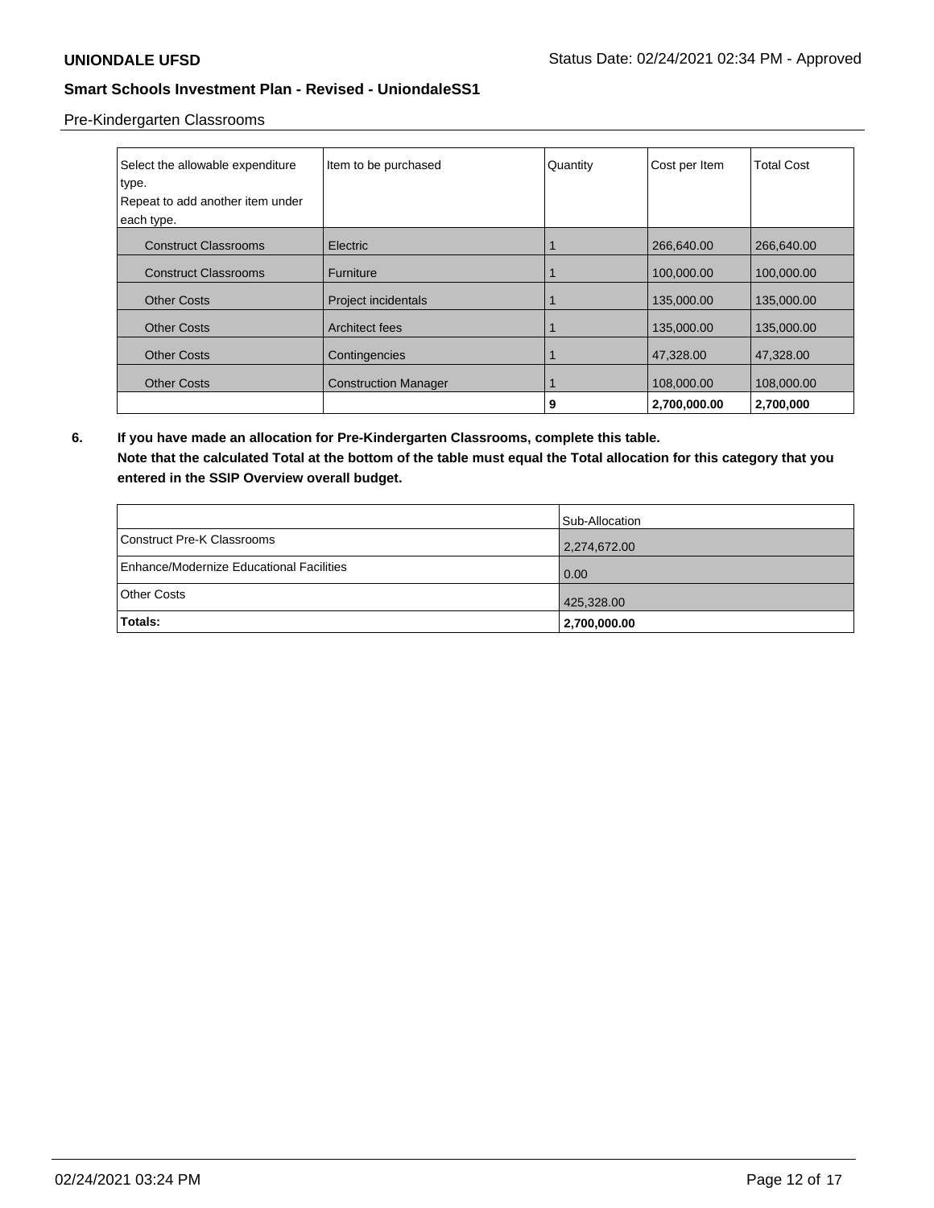Pre-Kindergarten Classrooms

| Select the allowable expenditure type.<br>Repeat to add another item under each type. | Item to be purchased | Quantity | Cost per Item | Total Cost |
|---|---|---|---|---|
| Construct Classrooms | Electric | 1 | 266,640.00 | 266,640.00 |
| Construct Classrooms | Furniture | 1 | 100,000.00 | 100,000.00 |
| Other Costs | Project incidentals | 1 | 135,000.00 | 135,000.00 |
| Other Costs | Architect fees | 1 | 135,000.00 | 135,000.00 |
| Other Costs | Contingencies | 1 | 47,328.00 | 47,328.00 |
| Other Costs | Construction Manager | 1 | 108,000.00 | 108,000.00 |
| | | **9** | **2,700,000.00** | **2,700,000** |

**6. If you have made an allocation for Pre-Kindergarten Classrooms, complete this table. Note that the calculated Total at the bottom of the table must equal the Total allocation for this category that you entered in the SSIP Overview overall budget.**

| | Sub-Allocation |
|---|---|
| Construct Pre-K Classrooms | 2,274,672.00 |
| Enhance/Modernize Educational Facilities | 0.00 |
| Other Costs | 425,328.00 |
| **Totals:** | **2,700,000.00** |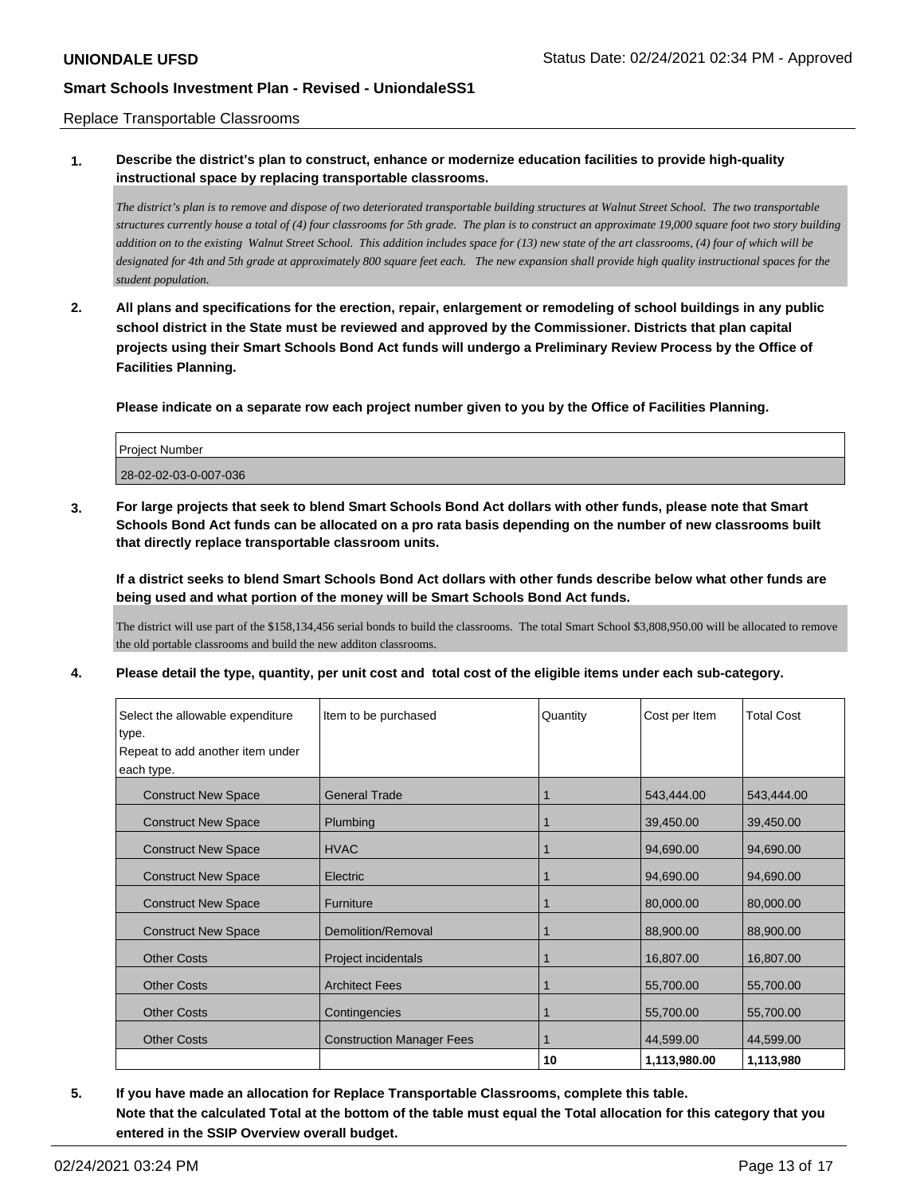Replace Transportable Classrooms

**1. Describe the district's plan to construct, enhance or modernize education facilities to provide high-quality instructional space by replacing transportable classrooms.**

*The district's plan is to remove and dispose of two deteriorated transportable building structures at Walnut Street School. The two transportable structures currently house a total of (4) four classrooms for 5th grade. The plan is to construct an approximate 19,000 square foot two story building addition on to the existing Walnut Street School. This addition includes space for (13) new state of the art classrooms, (4) four of which will be designated for 4th and 5th grade at approximately 800 square feet each. The new expansion shall provide high quality instructional spaces for the student population.*

**2. All plans and specifications for the erection, repair, enlargement or remodeling of school buildings in any public school district in the State must be reviewed and approved by the Commissioner. Districts that plan capital projects using their Smart Schools Bond Act funds will undergo a Preliminary Review Process by the Office of Facilities Planning.**

**Please indicate on a separate row each project number given to you by the Office of Facilities Planning.**

| Project Number |
|---|
| 28-02-02-03-0-007-036 |

**3. For large projects that seek to blend Smart Schools Bond Act dollars with other funds, please note that Smart Schools Bond Act funds can be allocated on a pro rata basis depending on the number of new classrooms built that directly replace transportable classroom units.**

**If a district seeks to blend Smart Schools Bond Act dollars with other funds describe below what other funds are being used and what portion of the money will be Smart Schools Bond Act funds.**

The district will use part of the $158,134,456 serial bonds to build the classrooms. The total Smart School $3,808,950.00 will be allocated to remove the old portable classrooms and build the new additon classrooms.

**4. Please detail the type, quantity, per unit cost and total cost of the eligible items under each sub-category.**

| Select the allowable expenditure type. Repeat to add another item under each type. | Item to be purchased | Quantity | Cost per Item | Total Cost |
|---|---|---|---|---|
| Construct New Space | General Trade | 1 | 543,444.00 | 543,444.00 |
| Construct New Space | Plumbing | 1 | 39,450.00 | 39,450.00 |
| Construct New Space | HVAC | 1 | 94,690.00 | 94,690.00 |
| Construct New Space | Electric | 1 | 94,690.00 | 94,690.00 |
| Construct New Space | Furniture | 1 | 80,000.00 | 80,000.00 |
| Construct New Space | Demolition/Removal | 1 | 88,900.00 | 88,900.00 |
| Other Costs | Project incidentals | 1 | 16,807.00 | 16,807.00 |
| Other Costs | Architect Fees | 1 | 55,700.00 | 55,700.00 |
| Other Costs | Contingencies | 1 | 55,700.00 | 55,700.00 |
| Other Costs | Construction Manager Fees | 1 | 44,599.00 | 44,599.00 |
| | | **10** | **1,113,980.00** | **1,113,980** |

**5. If you have made an allocation for Replace Transportable Classrooms, complete this table. Note that the calculated Total at the bottom of the table must equal the Total allocation for this category that you entered in the SSIP Overview overall budget.**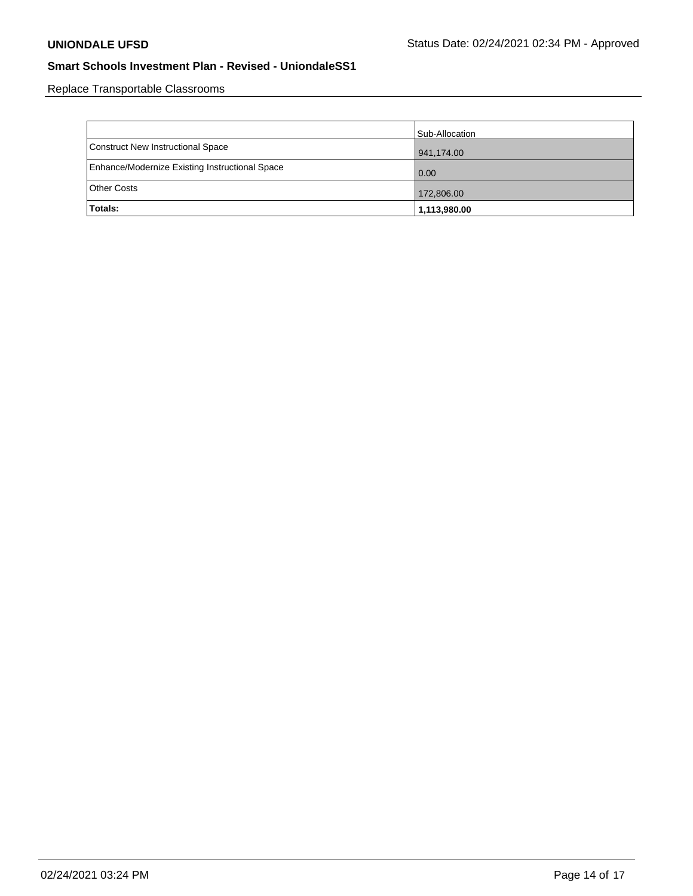Replace Transportable Classrooms

| | Sub-Allocation |
|---|---|
| Construct New Instructional Space | 941,174.00 |
| Enhance/Modernize Existing Instructional Space | 0.00 |
| Other Costs | 172,806.00 |
| **Totals:** | **1,113,980.00** |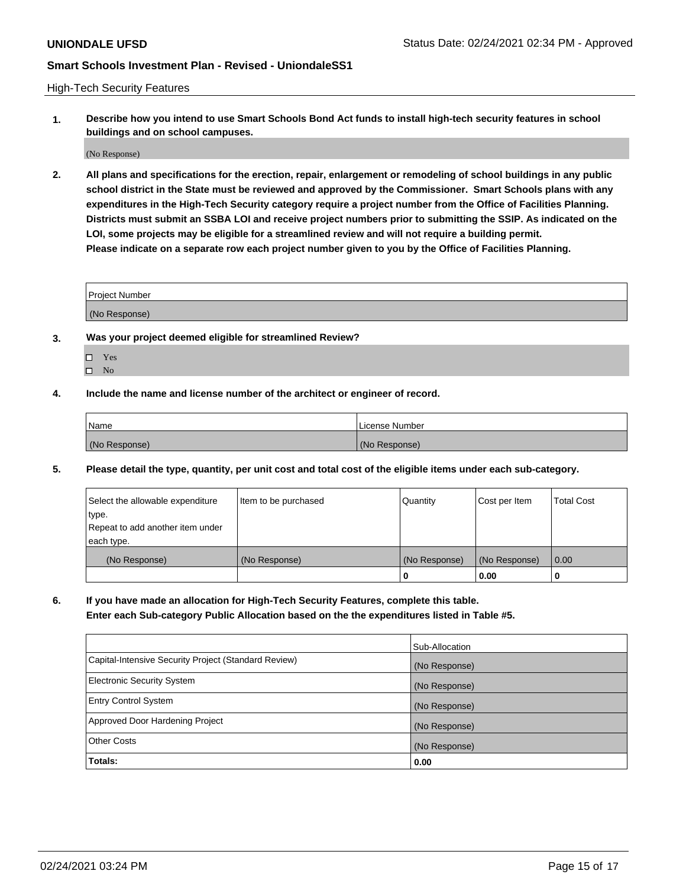High-Tech Security Features

**1. Describe how you intend to use Smart Schools Bond Act funds to install high-tech security features in school buildings and on school campuses.**

(No Response)

**2. All plans and specifications for the erection, repair, enlargement or remodeling of school buildings in any public school district in the State must be reviewed and approved by the Commissioner. Smart Schools plans with any expenditures in the High-Tech Security category require a project number from the Office of Facilities Planning. Districts must submit an SSBA LOI and receive project numbers prior to submitting the SSIP. As indicated on the LOI, some projects may be eligible for a streamlined review and will not require a building permit. Please indicate on a separate row each project number given to you by the Office of Facilities Planning.**

| Project Number |
|---|
| (No Response) |

**3. Was your project deemed eligible for streamlined Review?**

- ☐ Yes
- ☐ No

**4. Include the name and license number of the architect or engineer of record.**

| Name | License Number |
|---|---|
| (No Response) | (No Response) |

**5. Please detail the type, quantity, per unit cost and total cost of the eligible items under each sub-category.**

| Select the allowable expenditure type. Repeat to add another item under each type. | Item to be purchased | Quantity | Cost per Item | Total Cost |
|---|---|---|---|---|
| (No Response) | (No Response) | (No Response) | (No Response) | 0.00 |
| | | 0 | 0.00 | 0 |

**6. If you have made an allocation for High-Tech Security Features, complete this table. Enter each Sub-category Public Allocation based on the the expenditures listed in Table #5.**

| | Sub-Allocation |
|---|---|
| Capital-Intensive Security Project (Standard Review) | (No Response) |
| Electronic Security System | (No Response) |
| Entry Control System | (No Response) |
| Approved Door Hardening Project | (No Response) |
| Other Costs | (No Response) |
| **Totals:** | **0.00** |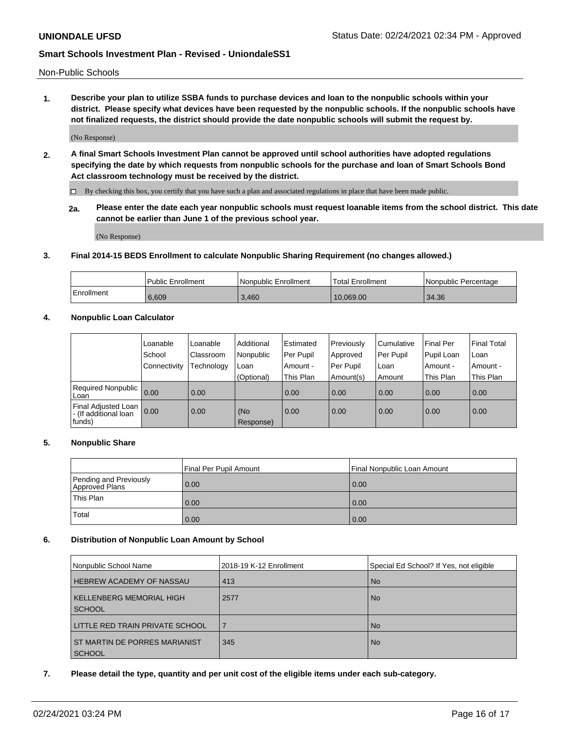Non-Public Schools

**1. Describe your plan to utilize SSBA funds to purchase devices and loan to the nonpublic schools within your district. Please specify what devices have been requested by the nonpublic schools. If the nonpublic schools have not finalized requests, the district should provide the date nonpublic schools will submit the request by.**

(No Response)

**2. A final Smart Schools Investment Plan cannot be approved until school authorities have adopted regulations specifying the date by which requests from nonpublic schools for the purchase and loan of Smart Schools Bond Act classroom technology must be received by the district.**

☐ By checking this box, you certify that you have such a plan and associated regulations in place that have been made public.

**2a. Please enter the date each year nonpublic schools must request loanable items from the school district. This date cannot be earlier than June 1 of the previous school year.**

(No Response)

**3. Final 2014-15 BEDS Enrollment to calculate Nonpublic Sharing Requirement (no changes allowed.)**

| | Public Enrollment | Nonpublic Enrollment | Total Enrollment | Nonpublic Percentage |
|---|---|---|---|---|
| Enrollment | 6,609 | 3,460 | 10,069.00 | 34.36 |

**4. Nonpublic Loan Calculator**

| | Loanable School Connectivity | Loanable Classroom Technology | Additional Nonpublic Loan (Optional) | Estimated Per Pupil Amount - This Plan | Previously Approved Per Pupil Amount(s) | Cumulative Per Pupil Loan Amount | Final Per Pupil Loan Amount - This Plan | Final Total Loan Amount - This Plan |
|---|---|---|---|---|---|---|---|---|
| Required Nonpublic Loan | 0.00 | 0.00 | | 0.00 | 0.00 | 0.00 | 0.00 | 0.00 |
| Final Adjusted Loan - (If additional loan funds) | 0.00 | 0.00 | (No Response) | 0.00 | 0.00 | 0.00 | 0.00 | 0.00 |

**5. Nonpublic Share**

| | Final Per Pupil Amount | Final Nonpublic Loan Amount |
|---|---|---|
| Pending and Previously Approved Plans | 0.00 | 0.00 |
| This Plan | 0.00 | 0.00 |
| Total | 0.00 | 0.00 |

**6. Distribution of Nonpublic Loan Amount by School**

| Nonpublic School Name | 2018-19 K-12 Enrollment | Special Ed School? If Yes, not eligible |
|---|---|---|
| HEBREW ACADEMY OF NASSAU | 413 | No |
| KELLENBERG MEMORIAL HIGH SCHOOL | 2577 | No |
| LITTLE RED TRAIN PRIVATE SCHOOL | 7 | No |
| ST MARTIN DE PORRES MARIANIST SCHOOL | 345 | No |

**7. Please detail the type, quantity and per unit cost of the eligible items under each sub-category.**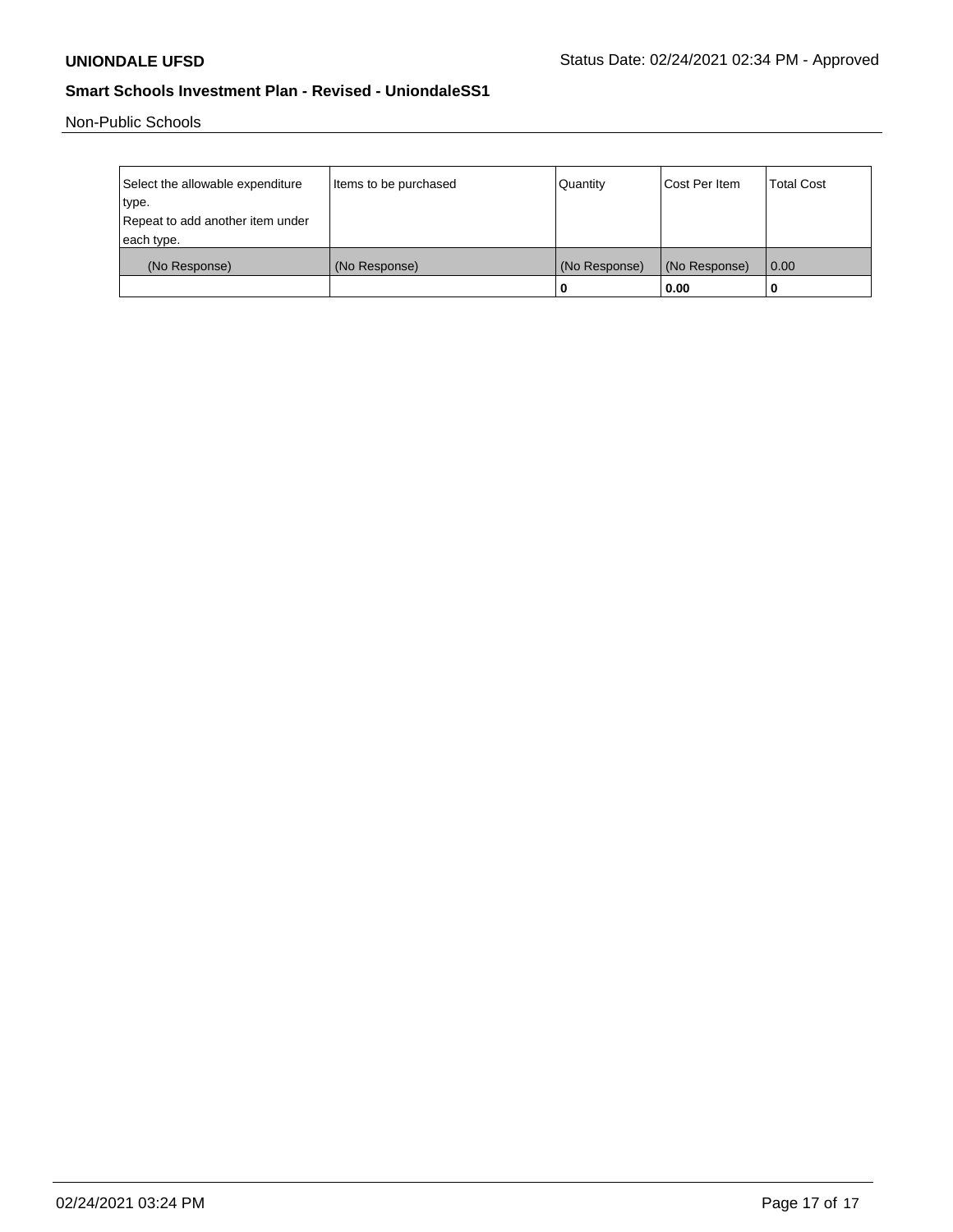Non-Public Schools

| Select the allowable expenditure type. Repeat to add another item under each type. | Items to be purchased | Quantity | Cost Per Item | Total Cost |
|---|---|---|---|---|
| (No Response) | (No Response) | (No Response) | (No Response) | 0.00 |
| | | **0** | **0.00** | **0** |